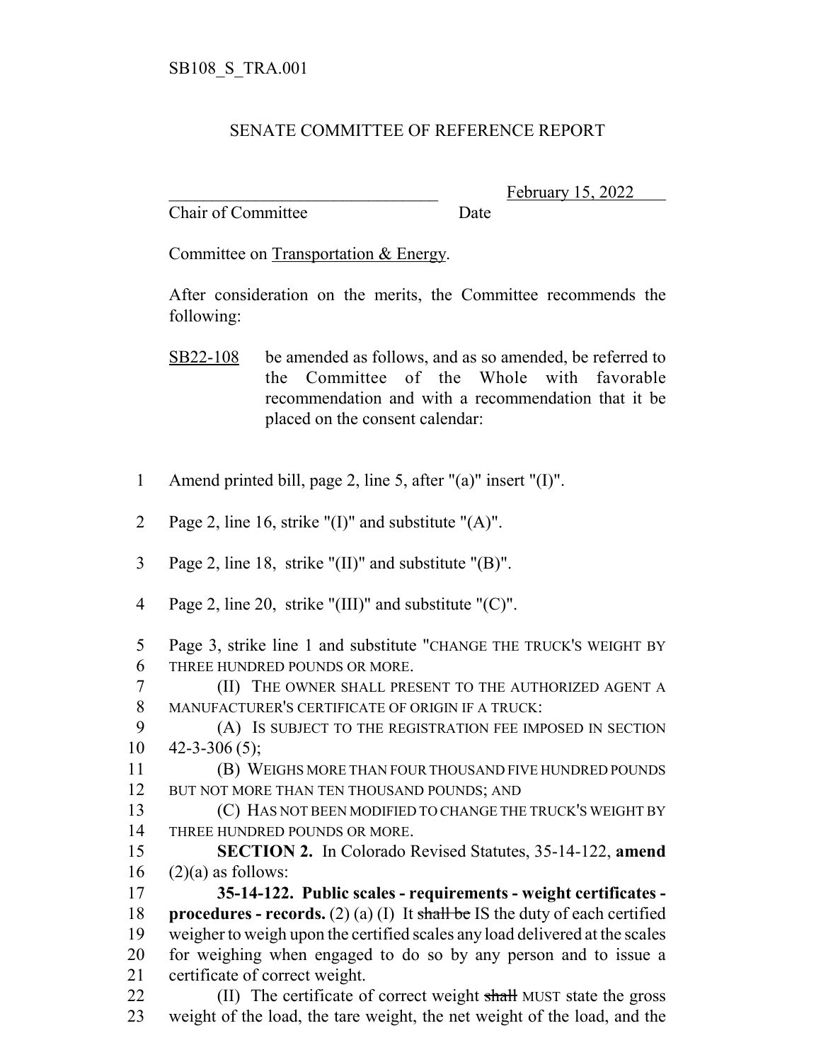SB108_S_TRA.001

SENATE COMMITTEE OF REFERENCE REPORT

_______________________________ February 15, 2022
Chair of Committee Date

Committee on Transportation & Energy.

After consideration on the merits, the Committee recommends the following:

SB22-108 be amended as follows, and as so amended, be referred to the Committee of the Whole with favorable recommendation and with a recommendation that it be placed on the consent calendar:

1 Amend printed bill, page 2, line 5, after "(a)" insert "(I)".

2 Page 2, line 16, strike "(I)" and substitute "(A)".

3 Page 2, line 18, strike "(II)" and substitute "(B)".

4 Page 2, line 20, strike "(III)" and substitute "(C)".

5 Page 3, strike line 1 and substitute "CHANGE THE TRUCK'S WEIGHT BY
6 THREE HUNDRED POUNDS OR MORE.
7 (II) THE OWNER SHALL PRESENT TO THE AUTHORIZED AGENT A
8 MANUFACTURER'S CERTIFICATE OF ORIGIN IF A TRUCK:
9 (A) IS SUBJECT TO THE REGISTRATION FEE IMPOSED IN SECTION
10 42-3-306 (5);
11 (B) WEIGHS MORE THAN FOUR THOUSAND FIVE HUNDRED POUNDS
12 BUT NOT MORE THAN TEN THOUSAND POUNDS; AND
13 (C) HAS NOT BEEN MODIFIED TO CHANGE THE TRUCK'S WEIGHT BY
14 THREE HUNDRED POUNDS OR MORE.
15 **SECTION 2.** In Colorado Revised Statutes, 35-14-122, **amend**
16 (2)(a) as follows:
17 **35-14-122. Public scales - requirements - weight certificates -**
18 **procedures - records.** (2) (a) (I) It ~~shall be~~ IS the duty of each certified
19 weigher to weigh upon the certified scales any load delivered at the scales
20 for weighing when engaged to do so by any person and to issue a
21 certificate of correct weight.
22 (II) The certificate of correct weight ~~shall~~ MUST state the gross
23 weight of the load, the tare weight, the net weight of the load, and the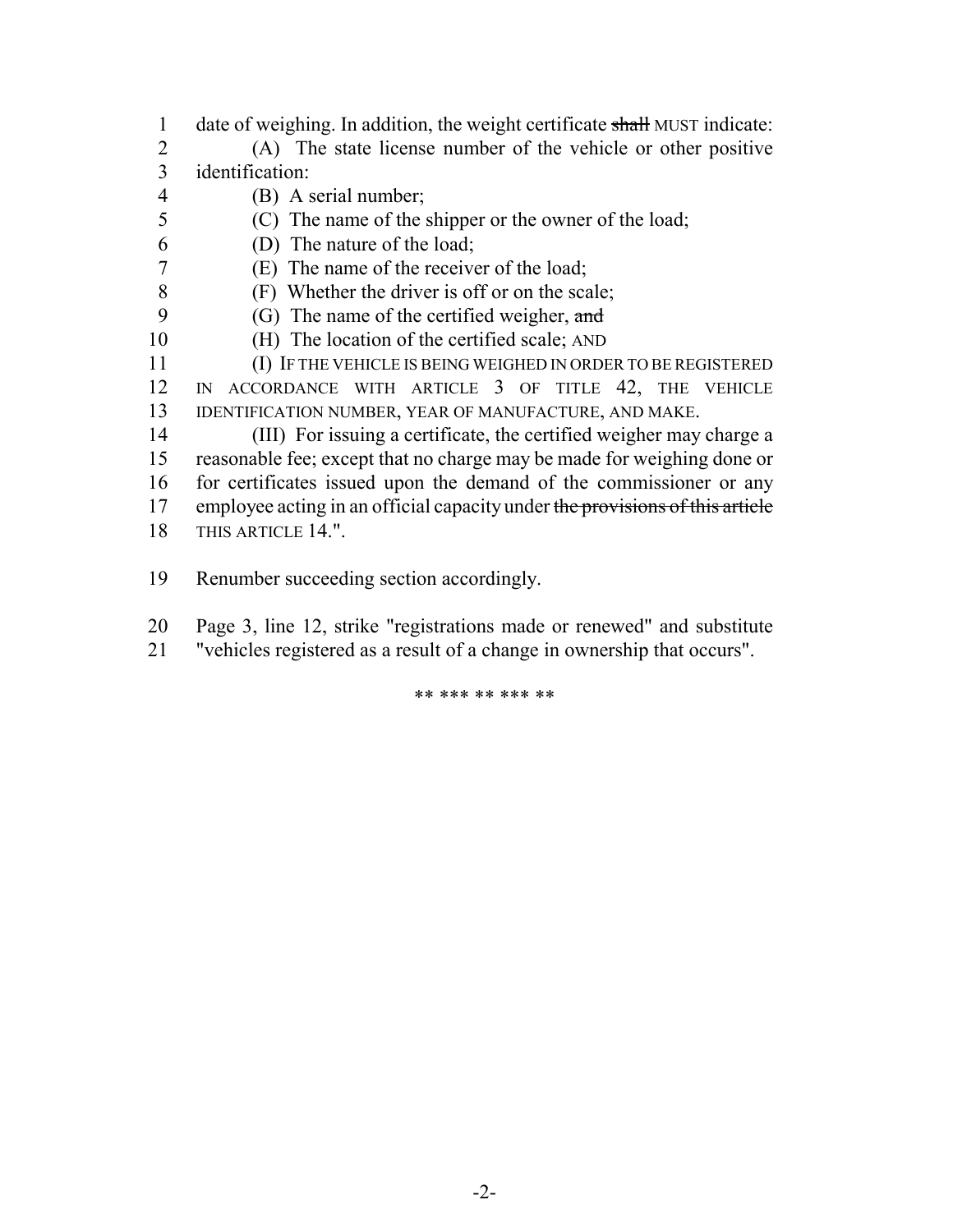date of weighing. In addition, the weight certificate ~~shall~~ MUST indicate:

(A) The state license number of the vehicle or other positive identification:

(B) A serial number;

(C) The name of the shipper or the owner of the load;

(D) The nature of the load;

(E) The name of the receiver of the load;

(F) Whether the driver is off or on the scale;

(G) The name of the certified weigher, ~~and~~

(H) The location of the certified scale; AND

(I) IF THE VEHICLE IS BEING WEIGHED IN ORDER TO BE REGISTERED IN ACCORDANCE WITH ARTICLE 3 OF TITLE 42, THE VEHICLE IDENTIFICATION NUMBER, YEAR OF MANUFACTURE, AND MAKE.

(III) For issuing a certificate, the certified weigher may charge a reasonable fee; except that no charge may be made for weighing done or for certificates issued upon the demand of the commissioner or any employee acting in an official capacity under ~~the provisions of this article~~ THIS ARTICLE 14.".

Renumber succeeding section accordingly.

Page 3, line 12, strike "registrations made or renewed" and substitute "vehicles registered as a result of a change in ownership that occurs".

** *** ** *** **